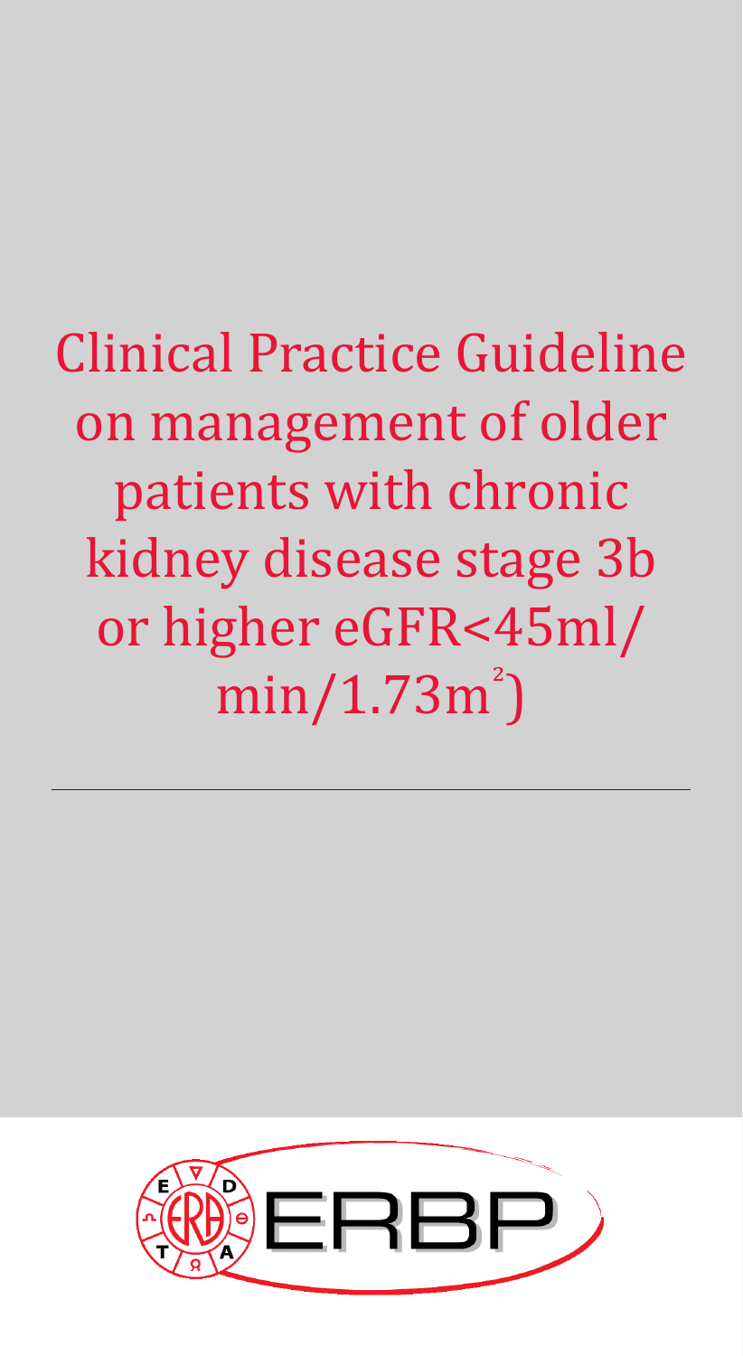# Clinical Practice Guideline on management of older patients with chronic kidney disease stage 3b or higher eGFR<45ml/min/1.73m$^2$)

ERBP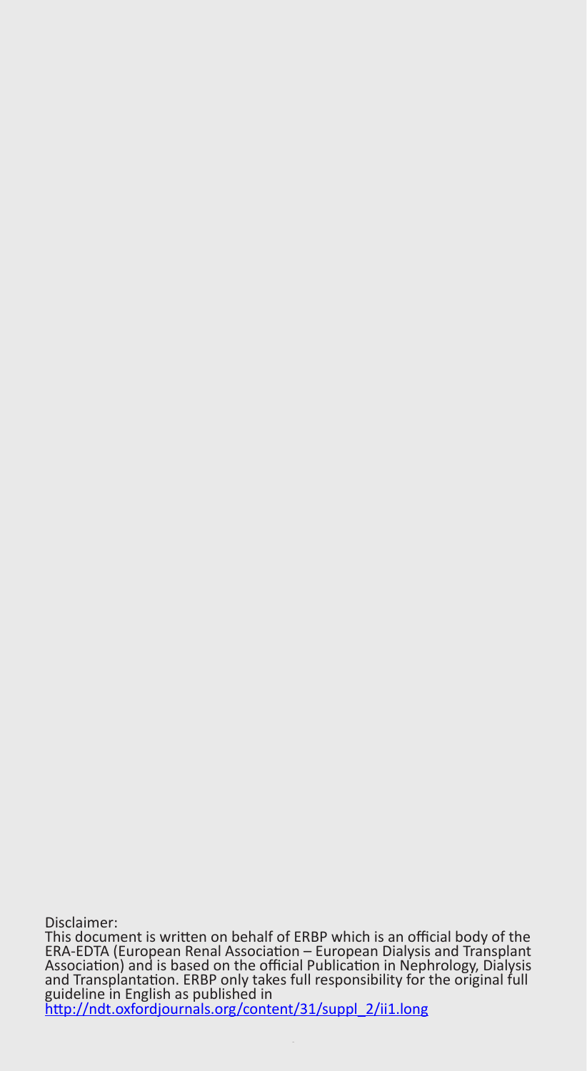Disclaimer:
This document is written on behalf of ERBP which is an official body of the ERA-EDTA (European Renal Association – European Dialysis and Transplant Association) and is based on the official Publication in Nephrology, Dialysis and Transplantation. ERBP only takes full responsibility for the original full guideline in English as published in
http://ndt.oxfordjournals.org/content/31/suppl_2/ii1.long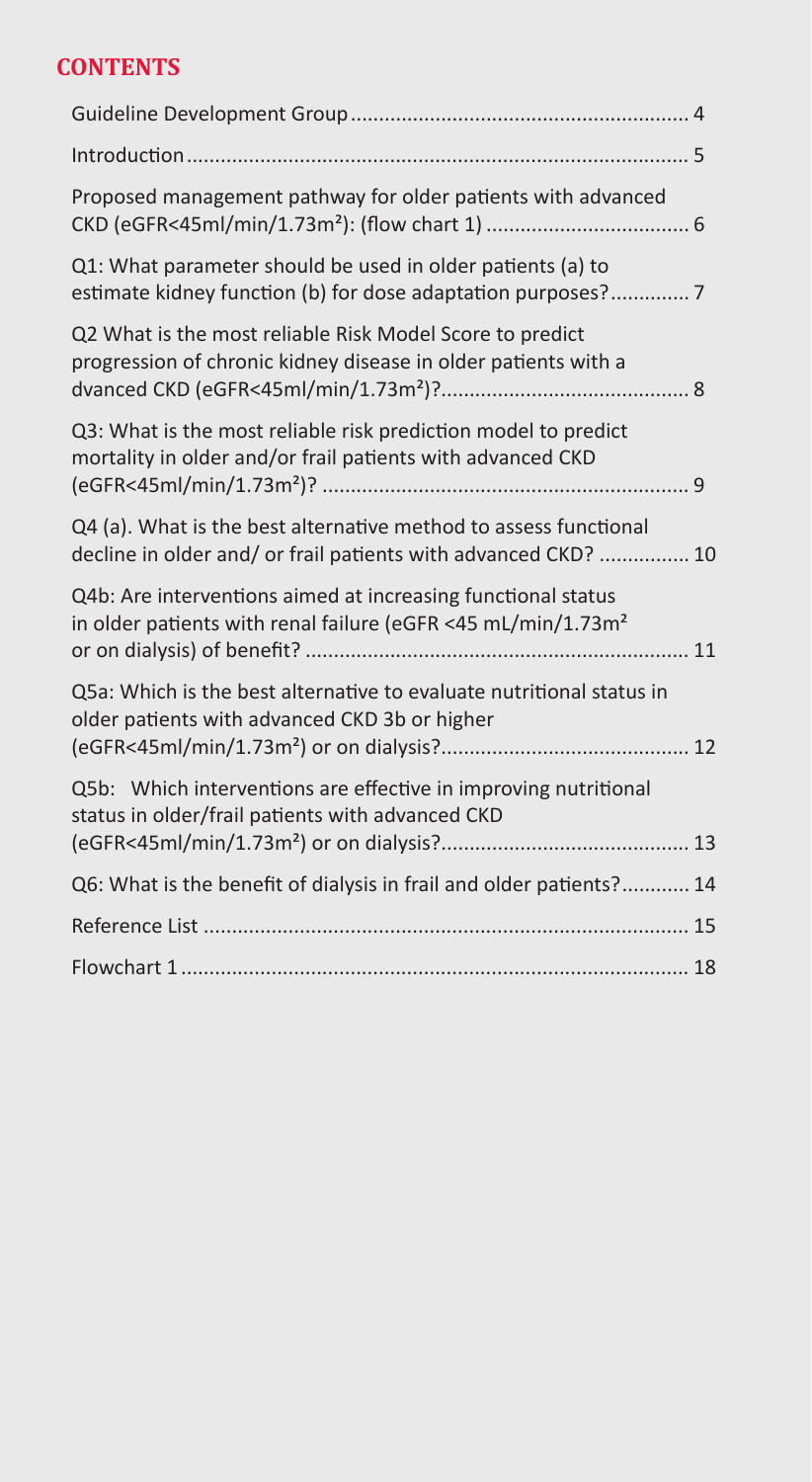## CONTENTS

| | |
|---|---|
| Guideline Development Group | 4 |
| Introduction | 5 |
| Proposed management pathway for older patients with advanced CKD (eGFR<45ml/min/1.73m²): (flow chart 1) | 6 |
| Q1: What parameter should be used in older patients (a) to estimate kidney function (b) for dose adaptation purposes? | 7 |
| Q2 What is the most reliable Risk Model Score to predict progression of chronic kidney disease in older patients with a dvanced CKD (eGFR<45ml/min/1.73m²)? | 8 |
| Q3: What is the most reliable risk prediction model to predict mortality in older and/or frail patients with advanced CKD (eGFR<45ml/min/1.73m²)? | 9 |
| Q4 (a). What is the best alternative method to assess functional decline in older and/ or frail patients with advanced CKD? | 10 |
| Q4b: Are interventions aimed at increasing functional status in older patients with renal failure (eGFR <45 mL/min/1.73m² or on dialysis) of benefit? | 11 |
| Q5a: Which is the best alternative to evaluate nutritional status in older patients with advanced CKD 3b or higher (eGFR<45ml/min/1.73m²) or on dialysis? | 12 |
| Q5b: Which interventions are effective in improving nutritional status in older/frail patients with advanced CKD (eGFR<45ml/min/1.73m²) or on dialysis? | 13 |
| Q6: What is the benefit of dialysis in frail and older patients? | 14 |
| Reference List | 15 |
| Flowchart 1 | 18 |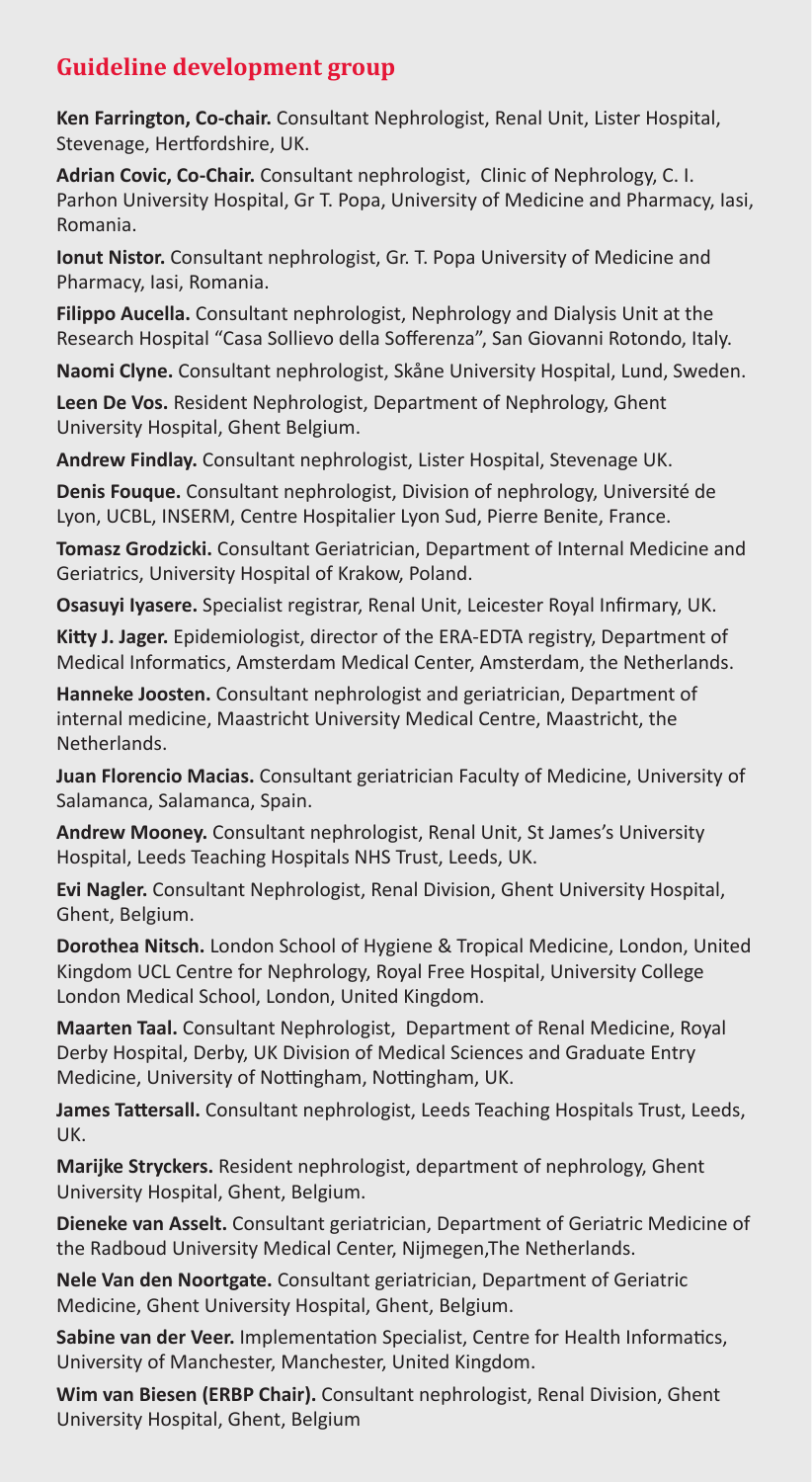## Guideline development group

**Ken Farrington, Co-chair.** Consultant Nephrologist, Renal Unit, Lister Hospital, Stevenage, Hertfordshire, UK.

**Adrian Covic, Co-Chair.** Consultant nephrologist, Clinic of Nephrology, C. I. Parhon University Hospital, Gr T. Popa, University of Medicine and Pharmacy, Iasi, Romania.

**Ionut Nistor.** Consultant nephrologist, Gr. T. Popa University of Medicine and Pharmacy, Iasi, Romania.

**Filippo Aucella.** Consultant nephrologist, Nephrology and Dialysis Unit at the Research Hospital "Casa Sollievo della Sofferenza", San Giovanni Rotondo, Italy.

**Naomi Clyne.** Consultant nephrologist, Skåne University Hospital, Lund, Sweden.

**Leen De Vos.** Resident Nephrologist, Department of Nephrology, Ghent University Hospital, Ghent Belgium.

**Andrew Findlay.** Consultant nephrologist, Lister Hospital, Stevenage UK.

**Denis Fouque.** Consultant nephrologist, Division of nephrology, Université de Lyon, UCBL, INSERM, Centre Hospitalier Lyon Sud, Pierre Benite, France.

**Tomasz Grodzicki.** Consultant Geriatrician, Department of Internal Medicine and Geriatrics, University Hospital of Krakow, Poland.

**Osasuyi Iyasere.** Specialist registrar, Renal Unit, Leicester Royal Infirmary, UK.

**Kitty J. Jager.** Epidemiologist, director of the ERA-EDTA registry, Department of Medical Informatics, Amsterdam Medical Center, Amsterdam, the Netherlands.

**Hanneke Joosten.** Consultant nephrologist and geriatrician, Department of internal medicine, Maastricht University Medical Centre, Maastricht, the Netherlands.

**Juan Florencio Macias.** Consultant geriatrician Faculty of Medicine, University of Salamanca, Salamanca, Spain.

**Andrew Mooney.** Consultant nephrologist, Renal Unit, St James's University Hospital, Leeds Teaching Hospitals NHS Trust, Leeds, UK.

**Evi Nagler.** Consultant Nephrologist, Renal Division, Ghent University Hospital, Ghent, Belgium.

**Dorothea Nitsch.** London School of Hygiene & Tropical Medicine, London, United Kingdom UCL Centre for Nephrology, Royal Free Hospital, University College London Medical School, London, United Kingdom.

**Maarten Taal.** Consultant Nephrologist, Department of Renal Medicine, Royal Derby Hospital, Derby, UK Division of Medical Sciences and Graduate Entry Medicine, University of Nottingham, Nottingham, UK.

**James Tattersall.** Consultant nephrologist, Leeds Teaching Hospitals Trust, Leeds, UK.

**Marijke Stryckers.** Resident nephrologist, department of nephrology, Ghent University Hospital, Ghent, Belgium.

**Dieneke van Asselt.** Consultant geriatrician, Department of Geriatric Medicine of the Radboud University Medical Center, Nijmegen,The Netherlands.

**Nele Van den Noortgate.** Consultant geriatrician, Department of Geriatric Medicine, Ghent University Hospital, Ghent, Belgium.

**Sabine van der Veer.** Implementation Specialist, Centre for Health Informatics, University of Manchester, Manchester, United Kingdom.

**Wim van Biesen (ERBP Chair).** Consultant nephrologist, Renal Division, Ghent University Hospital, Ghent, Belgium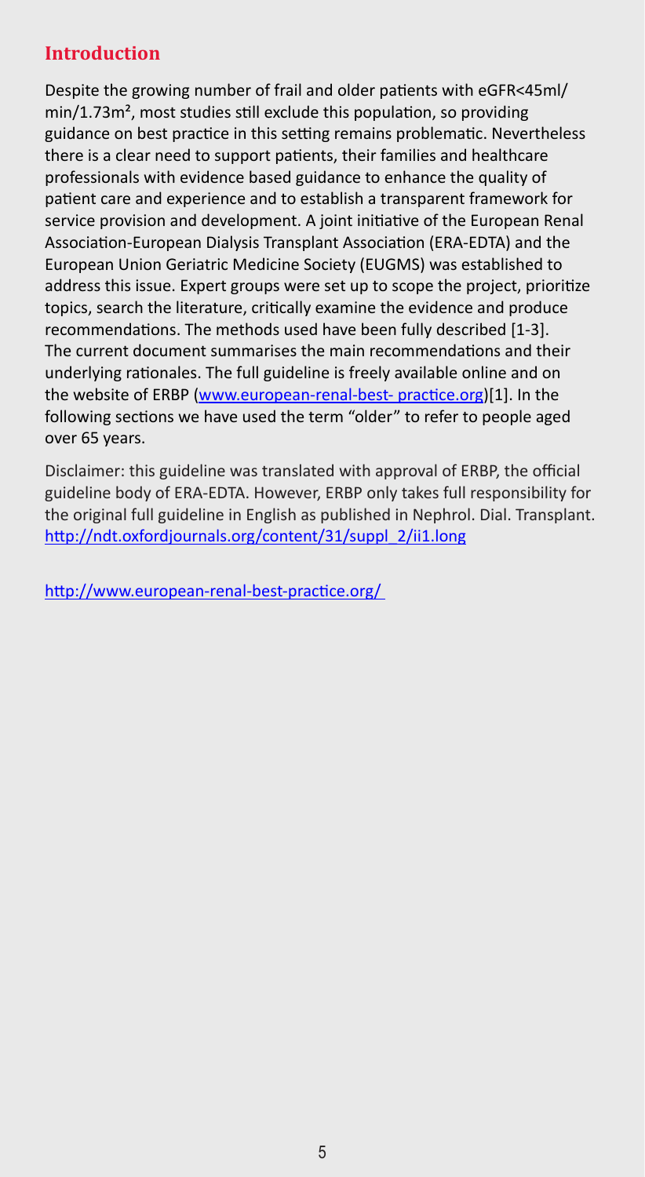## Introduction

Despite the growing number of frail and older patients with eGFR<45ml/min/1.73m², most studies still exclude this population, so providing guidance on best practice in this setting remains problematic. Nevertheless there is a clear need to support patients, their families and healthcare professionals with evidence based guidance to enhance the quality of patient care and experience and to establish a transparent framework for service provision and development. A joint initiative of the European Renal Association-European Dialysis Transplant Association (ERA-EDTA) and the European Union Geriatric Medicine Society (EUGMS) was established to address this issue. Expert groups were set up to scope the project, prioritize topics, search the literature, critically examine the evidence and produce recommendations. The methods used have been fully described [1-3]. The current document summarises the main recommendations and their underlying rationales. The full guideline is freely available online and on the website of ERBP (www.european-renal-best- practice.org)[1]. In the following sections we have used the term "older" to refer to people aged over 65 years.

Disclaimer: this guideline was translated with approval of ERBP, the official guideline body of ERA-EDTA. However, ERBP only takes full responsibility for the original full guideline in English as published in Nephrol. Dial. Transplant. http://ndt.oxfordjournals.org/content/31/suppl_2/ii1.long

http://www.european-renal-best-practice.org/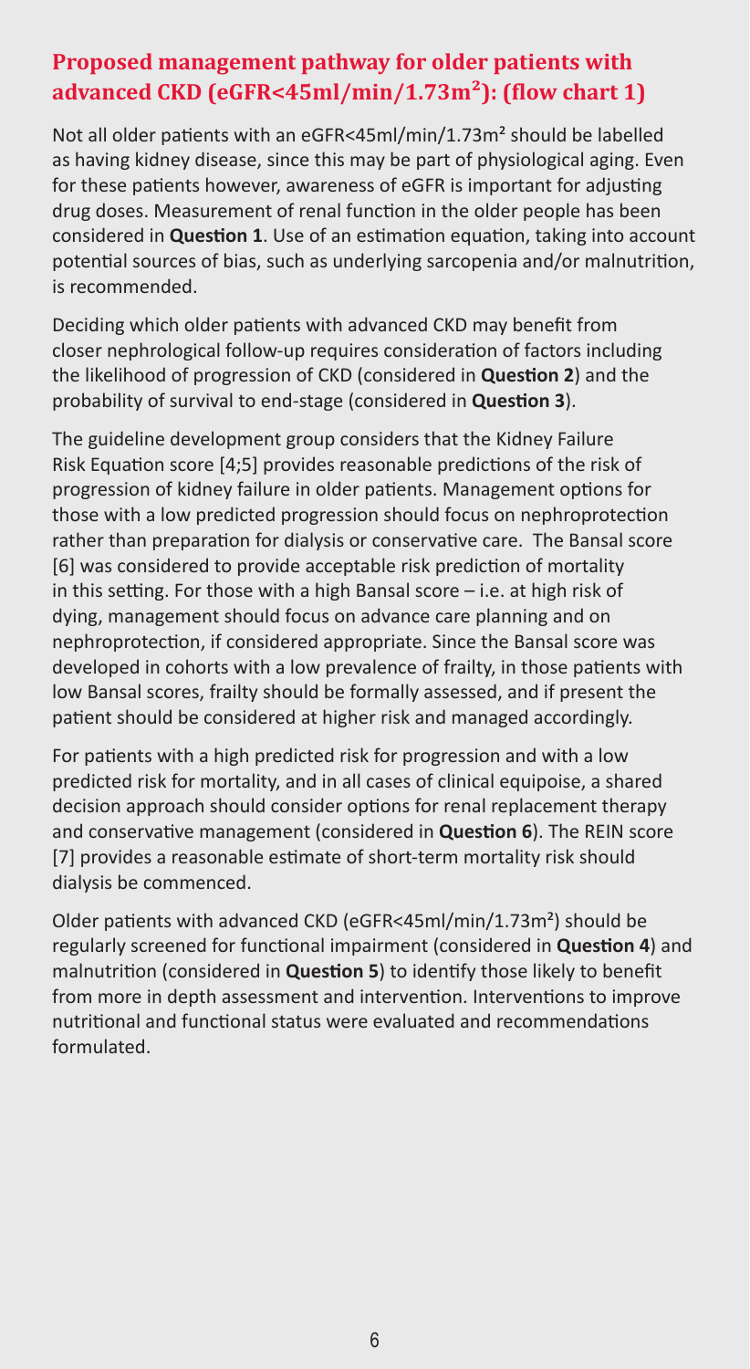## Proposed management pathway for older patients with advanced CKD (eGFR<45ml/min/1.73m²): (flow chart 1)

Not all older patients with an eGFR<45ml/min/1.73m² should be labelled as having kidney disease, since this may be part of physiological aging. Even for these patients however, awareness of eGFR is important for adjusting drug doses. Measurement of renal function in the older people has been considered in **Question 1**. Use of an estimation equation, taking into account potential sources of bias, such as underlying sarcopenia and/or malnutrition, is recommended.

Deciding which older patients with advanced CKD may benefit from closer nephrological follow-up requires consideration of factors including the likelihood of progression of CKD (considered in **Question 2**) and the probability of survival to end-stage (considered in **Question 3**).

The guideline development group considers that the Kidney Failure Risk Equation score [4;5] provides reasonable predictions of the risk of progression of kidney failure in older patients. Management options for those with a low predicted progression should focus on nephroprotection rather than preparation for dialysis or conservative care. The Bansal score [6] was considered to provide acceptable risk prediction of mortality in this setting. For those with a high Bansal score – i.e. at high risk of dying, management should focus on advance care planning and on nephroprotection, if considered appropriate. Since the Bansal score was developed in cohorts with a low prevalence of frailty, in those patients with low Bansal scores, frailty should be formally assessed, and if present the patient should be considered at higher risk and managed accordingly.

For patients with a high predicted risk for progression and with a low predicted risk for mortality, and in all cases of clinical equipoise, a shared decision approach should consider options for renal replacement therapy and conservative management (considered in **Question 6**). The REIN score [7] provides a reasonable estimate of short-term mortality risk should dialysis be commenced.

Older patients with advanced CKD (eGFR<45ml/min/1.73m²) should be regularly screened for functional impairment (considered in **Question 4**) and malnutrition (considered in **Question 5**) to identify those likely to benefit from more in depth assessment and intervention. Interventions to improve nutritional and functional status were evaluated and recommendations formulated.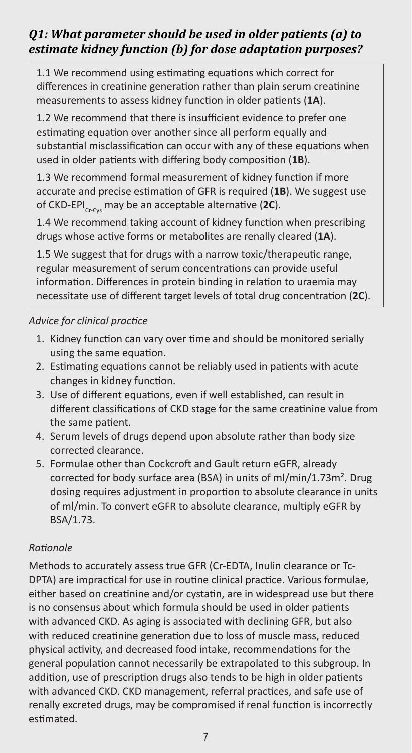## *Q1: What parameter should be used in older patients (a) to estimate kidney function (b) for dose adaptation purposes?*

1.1 We recommend using estimating equations which correct for differences in creatinine generation rather than plain serum creatinine measurements to assess kidney function in older patients (**1A**).

1.2 We recommend that there is insufficient evidence to prefer one estimating equation over another since all perform equally and substantial misclassification can occur with any of these equations when used in older patients with differing body composition (**1B**).

1.3 We recommend formal measurement of kidney function if more accurate and precise estimation of GFR is required (**1B**). We suggest use of CKD-EPI$_{Cr-Cys}$ may be an acceptable alternative (**2C**).

1.4 We recommend taking account of kidney function when prescribing drugs whose active forms or metabolites are renally cleared (**1A**).

1.5 We suggest that for drugs with a narrow toxic/therapeutic range, regular measurement of serum concentrations can provide useful information. Differences in protein binding in relation to uraemia may necessitate use of different target levels of total drug concentration (**2C**).

### *Advice for clinical practice*

1. Kidney function can vary over time and should be monitored serially using the same equation.
2. Estimating equations cannot be reliably used in patients with acute changes in kidney function.
3. Use of different equations, even if well established, can result in different classifications of CKD stage for the same creatinine value from the same patient.
4. Serum levels of drugs depend upon absolute rather than body size corrected clearance.
5. Formulae other than Cockcroft and Gault return eGFR, already corrected for body surface area (BSA) in units of ml/min/1.73m². Drug dosing requires adjustment in proportion to absolute clearance in units of ml/min. To convert eGFR to absolute clearance, multiply eGFR by BSA/1.73.

### *Rationale*

Methods to accurately assess true GFR (Cr-EDTA, Inulin clearance or Tc-DPTA) are impractical for use in routine clinical practice. Various formulae, either based on creatinine and/or cystatin, are in widespread use but there is no consensus about which formula should be used in older patients with advanced CKD. As aging is associated with declining GFR, but also with reduced creatinine generation due to loss of muscle mass, reduced physical activity, and decreased food intake, recommendations for the general population cannot necessarily be extrapolated to this subgroup. In addition, use of prescription drugs also tends to be high in older patients with advanced CKD. CKD management, referral practices, and safe use of renally excreted drugs, may be compromised if renal function is incorrectly estimated.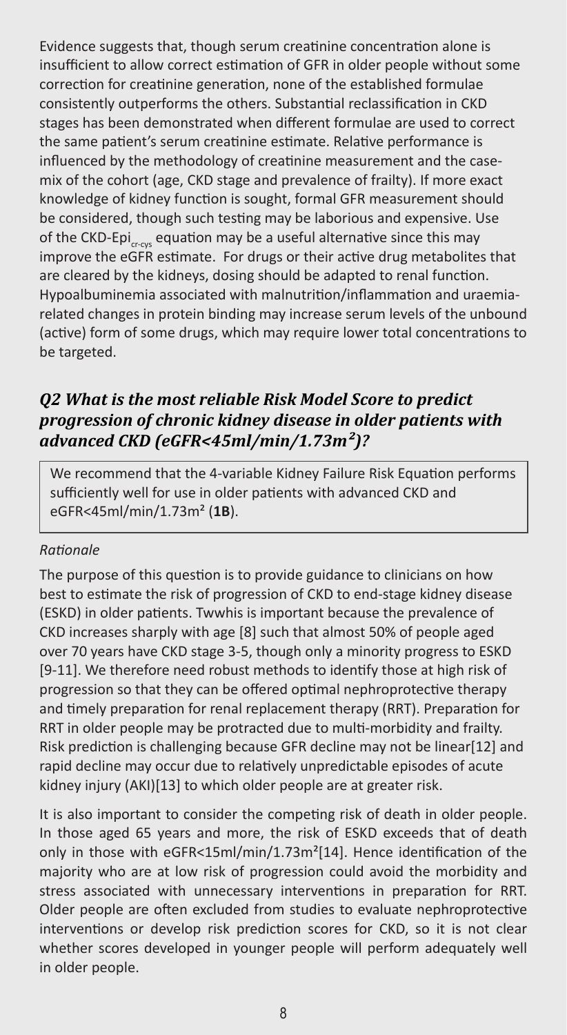Evidence suggests that, though serum creatinine concentration alone is insufficient to allow correct estimation of GFR in older people without some correction for creatinine generation, none of the established formulae consistently outperforms the others. Substantial reclassification in CKD stages has been demonstrated when different formulae are used to correct the same patient's serum creatinine estimate. Relative performance is influenced by the methodology of creatinine measurement and the case-mix of the cohort (age, CKD stage and prevalence of frailty). If more exact knowledge of kidney function is sought, formal GFR measurement should be considered, though such testing may be laborious and expensive. Use of the CKD-Epi$_{cr\text{-}cys}$ equation may be a useful alternative since this may improve the eGFR estimate. For drugs or their active drug metabolites that are cleared by the kidneys, dosing should be adapted to renal function. Hypoalbuminemia associated with malnutrition/inflammation and uraemia-related changes in protein binding may increase serum levels of the unbound (active) form of some drugs, which may require lower total concentrations to be targeted.

## *Q2 What is the most reliable Risk Model Score to predict progression of chronic kidney disease in older patients with advanced CKD (eGFR<45ml/min/1.73m²)?*

> We recommend that the 4-variable Kidney Failure Risk Equation performs sufficiently well for use in older patients with advanced CKD and eGFR<45ml/min/1.73m² (**1B**).

*Rationale*

The purpose of this question is to provide guidance to clinicians on how best to estimate the risk of progression of CKD to end-stage kidney disease (ESKD) in older patients. Twwhis is important because the prevalence of CKD increases sharply with age [8] such that almost 50% of people aged over 70 years have CKD stage 3-5, though only a minority progress to ESKD [9-11]. We therefore need robust methods to identify those at high risk of progression so that they can be offered optimal nephroprotective therapy and timely preparation for renal replacement therapy (RRT). Preparation for RRT in older people may be protracted due to multi-morbidity and frailty. Risk prediction is challenging because GFR decline may not be linear[12] and rapid decline may occur due to relatively unpredictable episodes of acute kidney injury (AKI)[13] to which older people are at greater risk.

It is also important to consider the competing risk of death in older people. In those aged 65 years and more, the risk of ESKD exceeds that of death only in those with eGFR<15ml/min/1.73m²[14]. Hence identification of the majority who are at low risk of progression could avoid the morbidity and stress associated with unnecessary interventions in preparation for RRT. Older people are often excluded from studies to evaluate nephroprotective interventions or develop risk prediction scores for CKD, so it is not clear whether scores developed in younger people will perform adequately well in older people.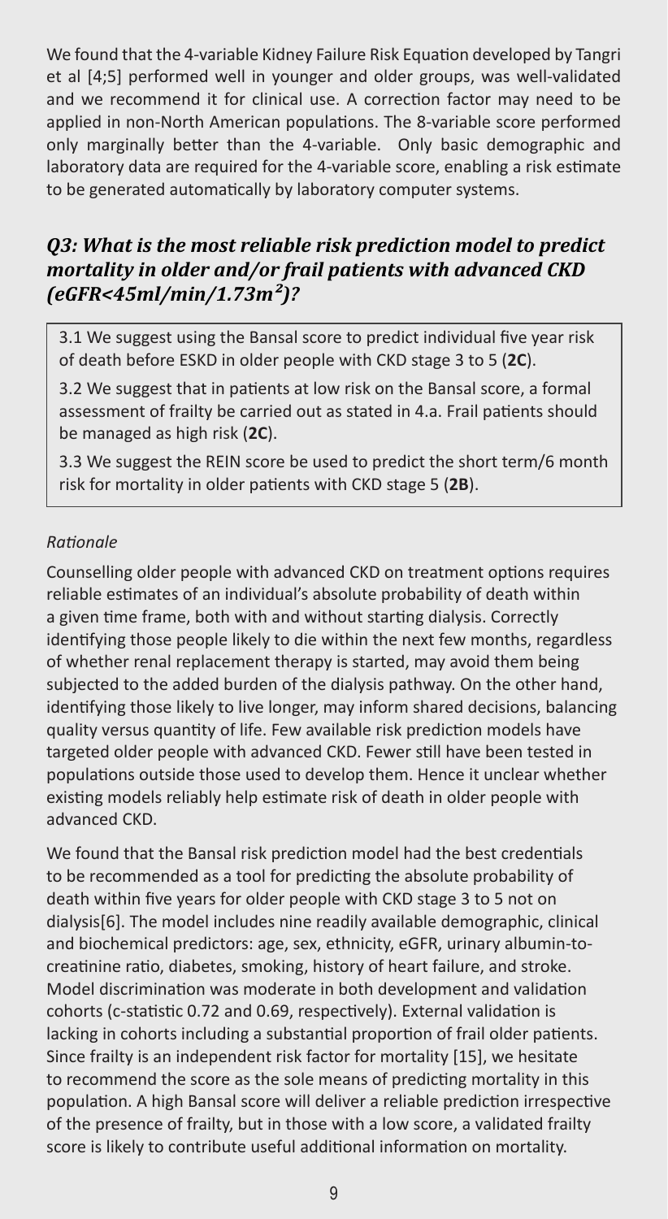We found that the 4-variable Kidney Failure Risk Equation developed by Tangri et al [4;5] performed well in younger and older groups, was well-validated and we recommend it for clinical use. A correction factor may need to be applied in non-North American populations. The 8-variable score performed only marginally better than the 4-variable. Only basic demographic and laboratory data are required for the 4-variable score, enabling a risk estimate to be generated automatically by laboratory computer systems.

### *Q3: What is the most reliable risk prediction model to predict mortality in older and/or frail patients with advanced CKD (eGFR<45ml/min/1.73m²)?*

> 3.1 We suggest using the Bansal score to predict individual five year risk of death before ESKD in older people with CKD stage 3 to 5 (**2C**).
>
> 3.2 We suggest that in patients at low risk on the Bansal score, a formal assessment of frailty be carried out as stated in 4.a. Frail patients should be managed as high risk (**2C**).
>
> 3.3 We suggest the REIN score be used to predict the short term/6 month risk for mortality in older patients with CKD stage 5 (**2B**).

*Rationale*

Counselling older people with advanced CKD on treatment options requires reliable estimates of an individual's absolute probability of death within a given time frame, both with and without starting dialysis. Correctly identifying those people likely to die within the next few months, regardless of whether renal replacement therapy is started, may avoid them being subjected to the added burden of the dialysis pathway. On the other hand, identifying those likely to live longer, may inform shared decisions, balancing quality versus quantity of life. Few available risk prediction models have targeted older people with advanced CKD. Fewer still have been tested in populations outside those used to develop them. Hence it unclear whether existing models reliably help estimate risk of death in older people with advanced CKD.

We found that the Bansal risk prediction model had the best credentials to be recommended as a tool for predicting the absolute probability of death within five years for older people with CKD stage 3 to 5 not on dialysis[6]. The model includes nine readily available demographic, clinical and biochemical predictors: age, sex, ethnicity, eGFR, urinary albumin-to-creatinine ratio, diabetes, smoking, history of heart failure, and stroke. Model discrimination was moderate in both development and validation cohorts (c-statistic 0.72 and 0.69, respectively). External validation is lacking in cohorts including a substantial proportion of frail older patients. Since frailty is an independent risk factor for mortality [15], we hesitate to recommend the score as the sole means of predicting mortality in this population. A high Bansal score will deliver a reliable prediction irrespective of the presence of frailty, but in those with a low score, a validated frailty score is likely to contribute useful additional information on mortality.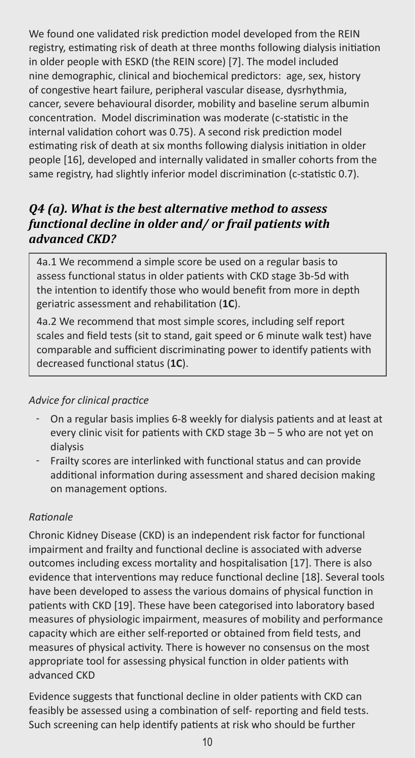We found one validated risk prediction model developed from the REIN registry, estimating risk of death at three months following dialysis initiation in older people with ESKD (the REIN score) [7]. The model included nine demographic, clinical and biochemical predictors: age, sex, history of congestive heart failure, peripheral vascular disease, dysrhythmia, cancer, severe behavioural disorder, mobility and baseline serum albumin concentration. Model discrimination was moderate (c-statistic in the internal validation cohort was 0.75). A second risk prediction model estimating risk of death at six months following dialysis initiation in older people [16], developed and internally validated in smaller cohorts from the same registry, had slightly inferior model discrimination (c-statistic 0.7).

## *Q4 (a). What is the best alternative method to assess functional decline in older and/ or frail patients with advanced CKD?*

4a.1 We recommend a simple score be used on a regular basis to assess functional status in older patients with CKD stage 3b-5d with the intention to identify those who would benefit from more in depth geriatric assessment and rehabilitation (**1C**).

4a.2 We recommend that most simple scores, including self report scales and field tests (sit to stand, gait speed or 6 minute walk test) have comparable and sufficient discriminating power to identify patients with decreased functional status (**1C**).

*Advice for clinical practice*

- On a regular basis implies 6-8 weekly for dialysis patients and at least at every clinic visit for patients with CKD stage 3b – 5 who are not yet on dialysis
- Frailty scores are interlinked with functional status and can provide additional information during assessment and shared decision making on management options.

*Rationale*

Chronic Kidney Disease (CKD) is an independent risk factor for functional impairment and frailty and functional decline is associated with adverse outcomes including excess mortality and hospitalisation [17]. There is also evidence that interventions may reduce functional decline [18]. Several tools have been developed to assess the various domains of physical function in patients with CKD [19]. These have been categorised into laboratory based measures of physiologic impairment, measures of mobility and performance capacity which are either self-reported or obtained from field tests, and measures of physical activity. There is however no consensus on the most appropriate tool for assessing physical function in older patients with advanced CKD

Evidence suggests that functional decline in older patients with CKD can feasibly be assessed using a combination of self- reporting and field tests. Such screening can help identify patients at risk who should be further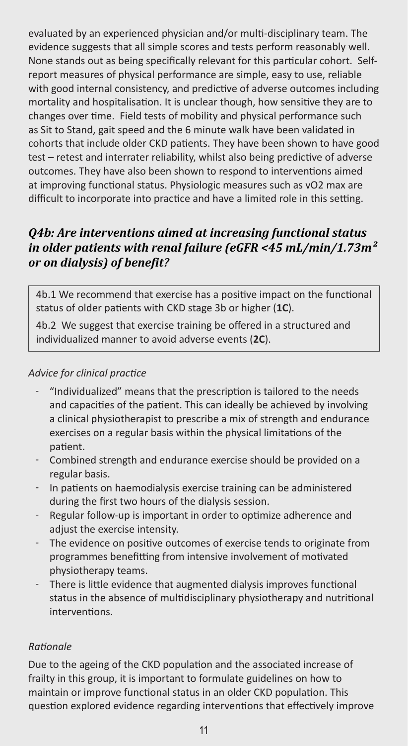evaluated by an experienced physician and/or multi-disciplinary team. The evidence suggests that all simple scores and tests perform reasonably well. None stands out as being specifically relevant for this particular cohort. Self-report measures of physical performance are simple, easy to use, reliable with good internal consistency, and predictive of adverse outcomes including mortality and hospitalisation. It is unclear though, how sensitive they are to changes over time. Field tests of mobility and physical performance such as Sit to Stand, gait speed and the 6 minute walk have been validated in cohorts that include older CKD patients. They have been shown to have good test – retest and interrater reliability, whilst also being predictive of adverse outcomes. They have also been shown to respond to interventions aimed at improving functional status. Physiologic measures such as vO2 max are difficult to incorporate into practice and have a limited role in this setting.

## *Q4b: Are interventions aimed at increasing functional status in older patients with renal failure (eGFR <45 mL/min/1.73m²  or on dialysis) of benefit?*

4b.1 We recommend that exercise has a positive impact on the functional status of older patients with CKD stage 3b or higher (**1C**).

4b.2 We suggest that exercise training be offered in a structured and individualized manner to avoid adverse events (**2C**).

*Advice for clinical practice*

- "Individualized" means that the prescription is tailored to the needs and capacities of the patient. This can ideally be achieved by involving a clinical physiotherapist to prescribe a mix of strength and endurance exercises on a regular basis within the physical limitations of the patient.
- Combined strength and endurance exercise should be provided on a regular basis.
- In patients on haemodialysis exercise training can be administered during the first two hours of the dialysis session.
- Regular follow-up is important in order to optimize adherence and adjust the exercise intensity.
- The evidence on positive outcomes of exercise tends to originate from programmes benefitting from intensive involvement of motivated physiotherapy teams.
- There is little evidence that augmented dialysis improves functional status in the absence of multidisciplinary physiotherapy and nutritional interventions.

*Rationale*

Due to the ageing of the CKD population and the associated increase of frailty in this group, it is important to formulate guidelines on how to maintain or improve functional status in an older CKD population. This question explored evidence regarding interventions that effectively improve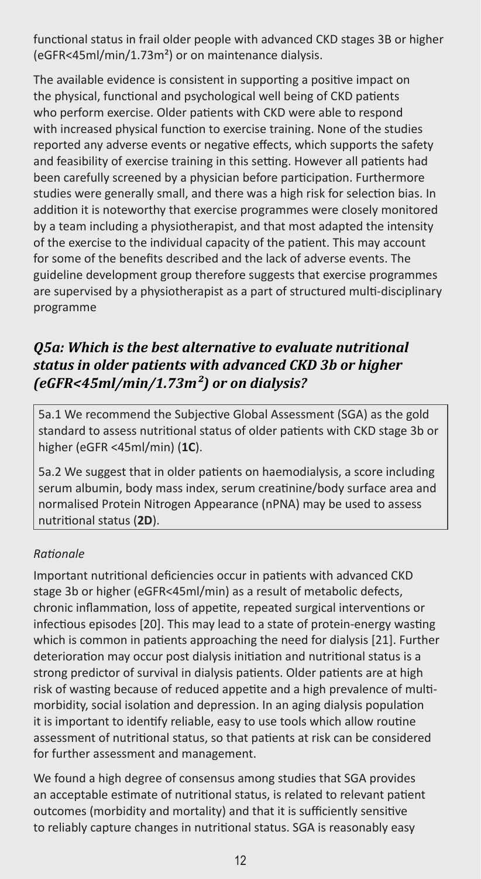functional status in frail older people with advanced CKD stages 3B or higher (eGFR<45ml/min/1.73m²) or on maintenance dialysis.

The available evidence is consistent in supporting a positive impact on the physical, functional and psychological well being of CKD patients who perform exercise. Older patients with CKD were able to respond with increased physical function to exercise training. None of the studies reported any adverse events or negative effects, which supports the safety and feasibility of exercise training in this setting. However all patients had been carefully screened by a physician before participation. Furthermore studies were generally small, and there was a high risk for selection bias. In addition it is noteworthy that exercise programmes were closely monitored by a team including a physiotherapist, and that most adapted the intensity of the exercise to the individual capacity of the patient. This may account for some of the benefits described and the lack of adverse events. The guideline development group therefore suggests that exercise programmes are supervised by a physiotherapist as a part of structured multi-disciplinary programme

## *Q5a: Which is the best alternative to evaluate nutritional status in older patients with advanced CKD 3b or higher (eGFR<45ml/min/1.73m²) or on dialysis?*

5a.1 We recommend the Subjective Global Assessment (SGA) as the gold standard to assess nutritional status of older patients with CKD stage 3b or higher (eGFR <45ml/min) (**1C**).

5a.2 We suggest that in older patients on haemodialysis, a score including serum albumin, body mass index, serum creatinine/body surface area and normalised Protein Nitrogen Appearance (nPNA) may be used to assess nutritional status (**2D**).

*Rationale*

Important nutritional deficiencies occur in patients with advanced CKD stage 3b or higher (eGFR<45ml/min) as a result of metabolic defects, chronic inflammation, loss of appetite, repeated surgical interventions or infectious episodes [20]. This may lead to a state of protein-energy wasting which is common in patients approaching the need for dialysis [21]. Further deterioration may occur post dialysis initiation and nutritional status is a strong predictor of survival in dialysis patients. Older patients are at high risk of wasting because of reduced appetite and a high prevalence of multi-morbidity, social isolation and depression. In an aging dialysis population it is important to identify reliable, easy to use tools which allow routine assessment of nutritional status, so that patients at risk can be considered for further assessment and management.

We found a high degree of consensus among studies that SGA provides an acceptable estimate of nutritional status, is related to relevant patient outcomes (morbidity and mortality) and that it is sufficiently sensitive to reliably capture changes in nutritional status. SGA is reasonably easy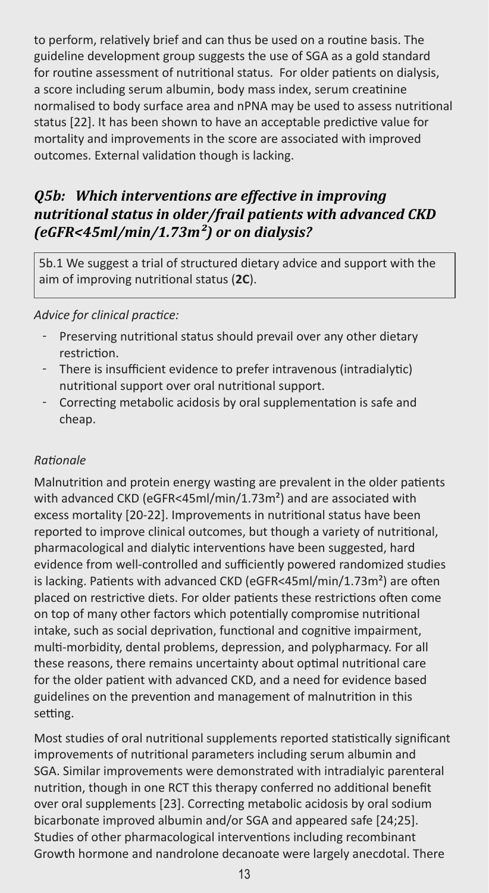to perform, relatively brief and can thus be used on a routine basis. The guideline development group suggests the use of SGA as a gold standard for routine assessment of nutritional status. For older patients on dialysis, a score including serum albumin, body mass index, serum creatinine normalised to body surface area and nPNA may be used to assess nutritional status [22]. It has been shown to have an acceptable predictive value for mortality and improvements in the score are associated with improved outcomes. External validation though is lacking.

## *Q5b: Which interventions are effective in improving nutritional status in older/frail patients with advanced CKD (eGFR<45ml/min/1.73m²) or on dialysis?*

5b.1 We suggest a trial of structured dietary advice and support with the aim of improving nutritional status (**2C**).

*Advice for clinical practice:*

- Preserving nutritional status should prevail over any other dietary restriction.
- There is insufficient evidence to prefer intravenous (intradialytic) nutritional support over oral nutritional support.
- Correcting metabolic acidosis by oral supplementation is safe and cheap.

*Rationale*

Malnutrition and protein energy wasting are prevalent in the older patients with advanced CKD (eGFR<45ml/min/1.73m²) and are associated with excess mortality [20-22]. Improvements in nutritional status have been reported to improve clinical outcomes, but though a variety of nutritional, pharmacological and dialytic interventions have been suggested, hard evidence from well-controlled and sufficiently powered randomized studies is lacking. Patients with advanced CKD (eGFR<45ml/min/1.73m²) are often placed on restrictive diets. For older patients these restrictions often come on top of many other factors which potentially compromise nutritional intake, such as social deprivation, functional and cognitive impairment, multi-morbidity, dental problems, depression, and polypharmacy. For all these reasons, there remains uncertainty about optimal nutritional care for the older patient with advanced CKD, and a need for evidence based guidelines on the prevention and management of malnutrition in this setting.

Most studies of oral nutritional supplements reported statistically significant improvements of nutritional parameters including serum albumin and SGA. Similar improvements were demonstrated with intradialyic parenteral nutrition, though in one RCT this therapy conferred no additional benefit over oral supplements [23]. Correcting metabolic acidosis by oral sodium bicarbonate improved albumin and/or SGA and appeared safe [24;25]. Studies of other pharmacological interventions including recombinant Growth hormone and nandrolone decanoate were largely anecdotal. There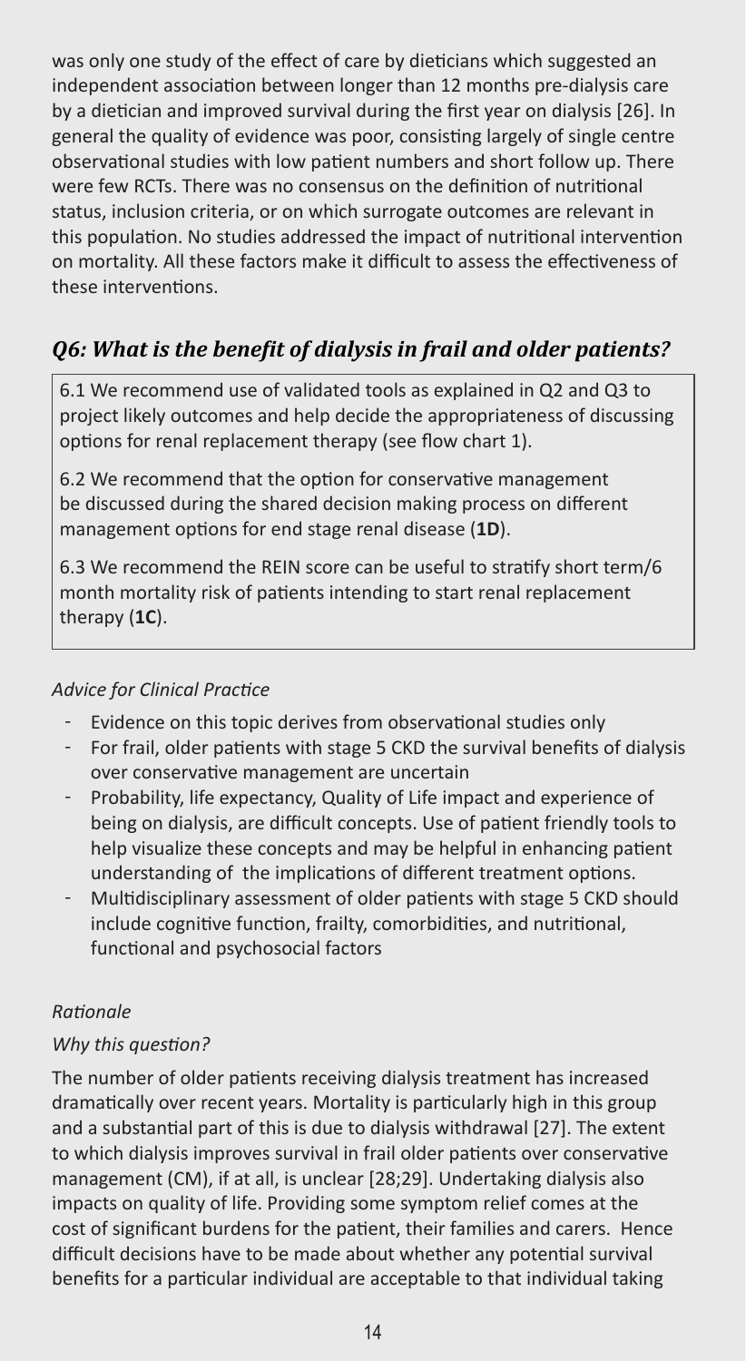was only one study of the effect of care by dieticians which suggested an independent association between longer than 12 months pre-dialysis care by a dietician and improved survival during the first year on dialysis [26]. In general the quality of evidence was poor, consisting largely of single centre observational studies with low patient numbers and short follow up. There were few RCTs. There was no consensus on the definition of nutritional status, inclusion criteria, or on which surrogate outcomes are relevant in this population. No studies addressed the impact of nutritional intervention on mortality. All these factors make it difficult to assess the effectiveness of these interventions.

## *Q6: What is the benefit of dialysis in frail and older patients?*

6.1 We recommend use of validated tools as explained in Q2 and Q3 to project likely outcomes and help decide the appropriateness of discussing options for renal replacement therapy (see flow chart 1).

6.2 We recommend that the option for conservative management be discussed during the shared decision making process on different management options for end stage renal disease (**1D**).

6.3 We recommend the REIN score can be useful to stratify short term/6 month mortality risk of patients intending to start renal replacement therapy (**1C**).

### *Advice for Clinical Practice*

- Evidence on this topic derives from observational studies only
- For frail, older patients with stage 5 CKD the survival benefits of dialysis over conservative management are uncertain
- Probability, life expectancy, Quality of Life impact and experience of being on dialysis, are difficult concepts. Use of patient friendly tools to help visualize these concepts and may be helpful in enhancing patient understanding of the implications of different treatment options.
- Multidisciplinary assessment of older patients with stage 5 CKD should include cognitive function, frailty, comorbidities, and nutritional, functional and psychosocial factors

### *Rationale*

#### *Why this question?*

The number of older patients receiving dialysis treatment has increased dramatically over recent years. Mortality is particularly high in this group and a substantial part of this is due to dialysis withdrawal [27]. The extent to which dialysis improves survival in frail older patients over conservative management (CM), if at all, is unclear [28;29]. Undertaking dialysis also impacts on quality of life. Providing some symptom relief comes at the cost of significant burdens for the patient, their families and carers. Hence difficult decisions have to be made about whether any potential survival benefits for a particular individual are acceptable to that individual taking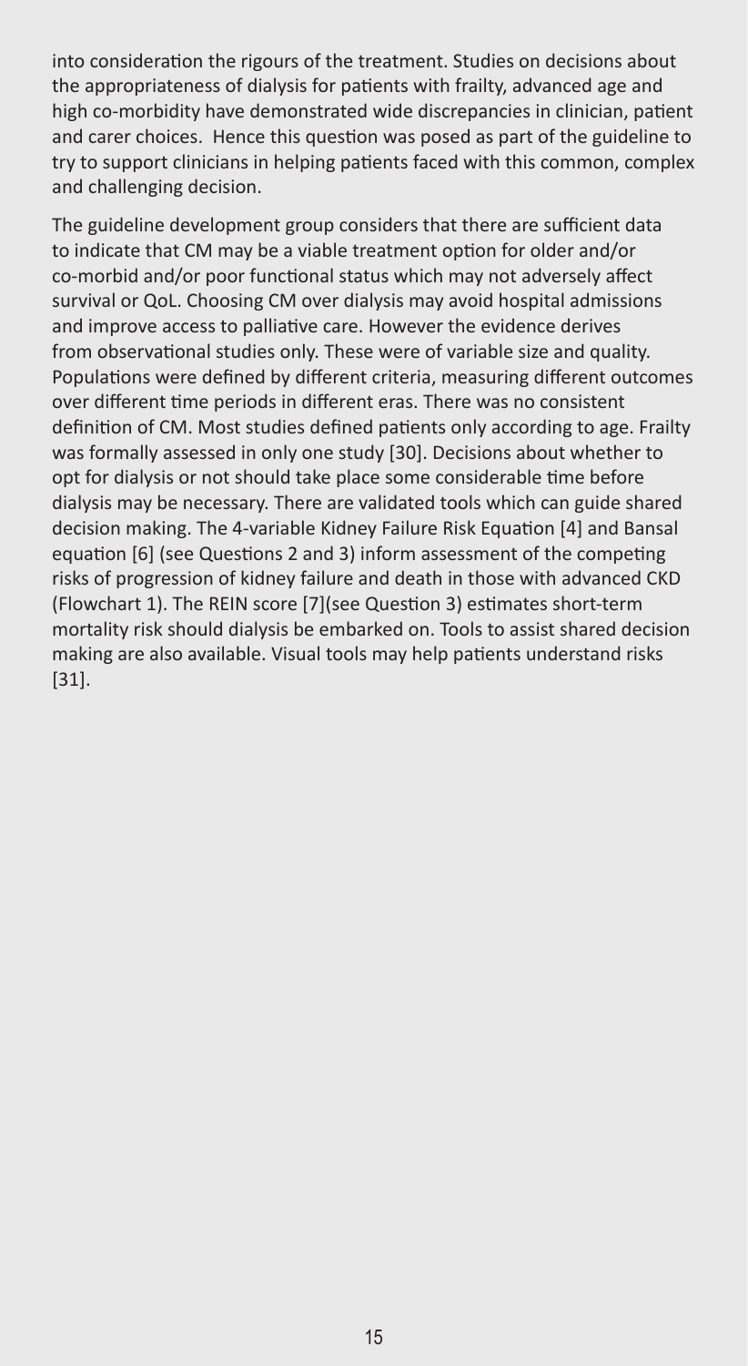into consideration the rigours of the treatment. Studies on decisions about the appropriateness of dialysis for patients with frailty, advanced age and high co-morbidity have demonstrated wide discrepancies in clinician, patient and carer choices. Hence this question was posed as part of the guideline to try to support clinicians in helping patients faced with this common, complex and challenging decision.

The guideline development group considers that there are sufficient data to indicate that CM may be a viable treatment option for older and/or co-morbid and/or poor functional status which may not adversely affect survival or QoL. Choosing CM over dialysis may avoid hospital admissions and improve access to palliative care. However the evidence derives from observational studies only. These were of variable size and quality. Populations were defined by different criteria, measuring different outcomes over different time periods in different eras. There was no consistent definition of CM. Most studies defined patients only according to age. Frailty was formally assessed in only one study [30]. Decisions about whether to opt for dialysis or not should take place some considerable time before dialysis may be necessary. There are validated tools which can guide shared decision making. The 4-variable Kidney Failure Risk Equation [4] and Bansal equation [6] (see Questions 2 and 3) inform assessment of the competing risks of progression of kidney failure and death in those with advanced CKD (Flowchart 1). The REIN score [7](see Question 3) estimates short-term mortality risk should dialysis be embarked on. Tools to assist shared decision making are also available. Visual tools may help patients understand risks [31].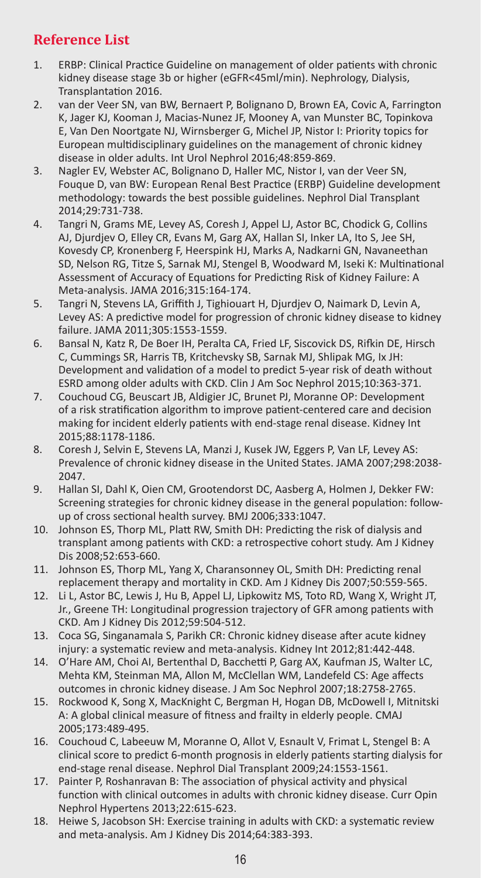## Reference List

1. ERBP: Clinical Practice Guideline on management of older patients with chronic kidney disease stage 3b or higher (eGFR<45ml/min). Nephrology, Dialysis, Transplantation 2016.
2. van der Veer SN, van BW, Bernaert P, Bolignano D, Brown EA, Covic A, Farrington K, Jager KJ, Kooman J, Macias-Nunez JF, Mooney A, van Munster BC, Topinkova E, Van Den Noortgate NJ, Wirnsberger G, Michel JP, Nistor I: Priority topics for European multidisciplinary guidelines on the management of chronic kidney disease in older adults. Int Urol Nephrol 2016;48:859-869.
3. Nagler EV, Webster AC, Bolignano D, Haller MC, Nistor I, van der Veer SN, Fouque D, van BW: European Renal Best Practice (ERBP) Guideline development methodology: towards the best possible guidelines. Nephrol Dial Transplant 2014;29:731-738.
4. Tangri N, Grams ME, Levey AS, Coresh J, Appel LJ, Astor BC, Chodick G, Collins AJ, Djurdjev O, Elley CR, Evans M, Garg AX, Hallan SI, Inker LA, Ito S, Jee SH, Kovesdy CP, Kronenberg F, Heerspink HJ, Marks A, Nadkarni GN, Navaneethan SD, Nelson RG, Titze S, Sarnak MJ, Stengel B, Woodward M, Iseki K: Multinational Assessment of Accuracy of Equations for Predicting Risk of Kidney Failure: A Meta-analysis. JAMA 2016;315:164-174.
5. Tangri N, Stevens LA, Griffith J, Tighiouart H, Djurdjev O, Naimark D, Levin A, Levey AS: A predictive model for progression of chronic kidney disease to kidney failure. JAMA 2011;305:1553-1559.
6. Bansal N, Katz R, De Boer IH, Peralta CA, Fried LF, Siscovick DS, Rifkin DE, Hirsch C, Cummings SR, Harris TB, Kritchevsky SB, Sarnak MJ, Shlipak MG, Ix JH: Development and validation of a model to predict 5-year risk of death without ESRD among older adults with CKD. Clin J Am Soc Nephrol 2015;10:363-371.
7. Couchoud CG, Beuscart JB, Aldigier JC, Brunet PJ, Moranne OP: Development of a risk stratification algorithm to improve patient-centered care and decision making for incident elderly patients with end-stage renal disease. Kidney Int 2015;88:1178-1186.
8. Coresh J, Selvin E, Stevens LA, Manzi J, Kusek JW, Eggers P, Van LF, Levey AS: Prevalence of chronic kidney disease in the United States. JAMA 2007;298:2038-2047.
9. Hallan SI, Dahl K, Oien CM, Grootendorst DC, Aasberg A, Holmen J, Dekker FW: Screening strategies for chronic kidney disease in the general population: follow-up of cross sectional health survey. BMJ 2006;333:1047.
10. Johnson ES, Thorp ML, Platt RW, Smith DH: Predicting the risk of dialysis and transplant among patients with CKD: a retrospective cohort study. Am J Kidney Dis 2008;52:653-660.
11. Johnson ES, Thorp ML, Yang X, Charansonney OL, Smith DH: Predicting renal replacement therapy and mortality in CKD. Am J Kidney Dis 2007;50:559-565.
12. Li L, Astor BC, Lewis J, Hu B, Appel LJ, Lipkowitz MS, Toto RD, Wang X, Wright JT, Jr., Greene TH: Longitudinal progression trajectory of GFR among patients with CKD. Am J Kidney Dis 2012;59:504-512.
13. Coca SG, Singanamala S, Parikh CR: Chronic kidney disease after acute kidney injury: a systematic review and meta-analysis. Kidney Int 2012;81:442-448.
14. O'Hare AM, Choi AI, Bertenthal D, Bacchetti P, Garg AX, Kaufman JS, Walter LC, Mehta KM, Steinman MA, Allon M, McClellan WM, Landefeld CS: Age affects outcomes in chronic kidney disease. J Am Soc Nephrol 2007;18:2758-2765.
15. Rockwood K, Song X, MacKnight C, Bergman H, Hogan DB, McDowell I, Mitnitski A: A global clinical measure of fitness and frailty in elderly people. CMAJ 2005;173:489-495.
16. Couchoud C, Labeeuw M, Moranne O, Allot V, Esnault V, Frimat L, Stengel B: A clinical score to predict 6-month prognosis in elderly patients starting dialysis for end-stage renal disease. Nephrol Dial Transplant 2009;24:1553-1561.
17. Painter P, Roshanravan B: The association of physical activity and physical function with clinical outcomes in adults with chronic kidney disease. Curr Opin Nephrol Hypertens 2013;22:615-623.
18. Heiwe S, Jacobson SH: Exercise training in adults with CKD: a systematic review and meta-analysis. Am J Kidney Dis 2014;64:383-393.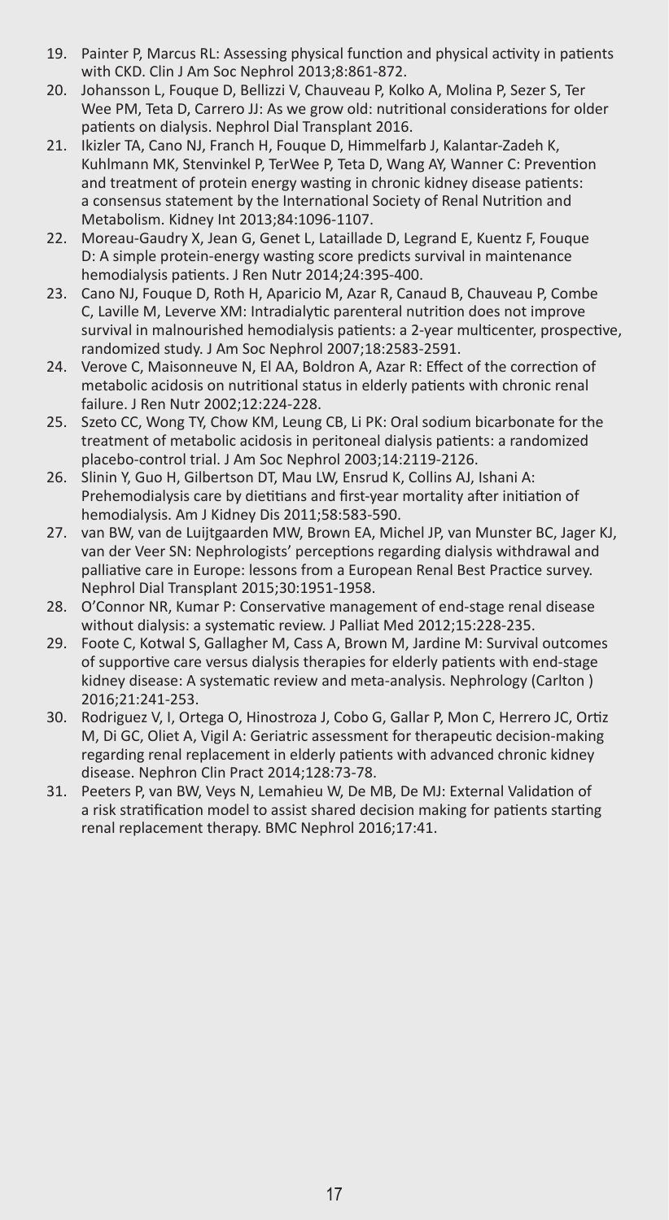19. Painter P, Marcus RL: Assessing physical function and physical activity in patients with CKD. Clin J Am Soc Nephrol 2013;8:861-872.
20. Johansson L, Fouque D, Bellizzi V, Chauveau P, Kolko A, Molina P, Sezer S, Ter Wee PM, Teta D, Carrero JJ: As we grow old: nutritional considerations for older patients on dialysis. Nephrol Dial Transplant 2016.
21. Ikizler TA, Cano NJ, Franch H, Fouque D, Himmelfarb J, Kalantar-Zadeh K, Kuhlmann MK, Stenvinkel P, TerWee P, Teta D, Wang AY, Wanner C: Prevention and treatment of protein energy wasting in chronic kidney disease patients: a consensus statement by the International Society of Renal Nutrition and Metabolism. Kidney Int 2013;84:1096-1107.
22. Moreau-Gaudry X, Jean G, Genet L, Lataillade D, Legrand E, Kuentz F, Fouque D: A simple protein-energy wasting score predicts survival in maintenance hemodialysis patients. J Ren Nutr 2014;24:395-400.
23. Cano NJ, Fouque D, Roth H, Aparicio M, Azar R, Canaud B, Chauveau P, Combe C, Laville M, Leverve XM: Intradialytic parenteral nutrition does not improve survival in malnourished hemodialysis patients: a 2-year multicenter, prospective, randomized study. J Am Soc Nephrol 2007;18:2583-2591.
24. Verove C, Maisonneuve N, El AA, Boldron A, Azar R: Effect of the correction of metabolic acidosis on nutritional status in elderly patients with chronic renal failure. J Ren Nutr 2002;12:224-228.
25. Szeto CC, Wong TY, Chow KM, Leung CB, Li PK: Oral sodium bicarbonate for the treatment of metabolic acidosis in peritoneal dialysis patients: a randomized placebo-control trial. J Am Soc Nephrol 2003;14:2119-2126.
26. Slinin Y, Guo H, Gilbertson DT, Mau LW, Ensrud K, Collins AJ, Ishani A: Prehemodialysis care by dietitians and first-year mortality after initiation of hemodialysis. Am J Kidney Dis 2011;58:583-590.
27. van BW, van de Luijtgaarden MW, Brown EA, Michel JP, van Munster BC, Jager KJ, van der Veer SN: Nephrologists' perceptions regarding dialysis withdrawal and palliative care in Europe: lessons from a European Renal Best Practice survey. Nephrol Dial Transplant 2015;30:1951-1958.
28. O'Connor NR, Kumar P: Conservative management of end-stage renal disease without dialysis: a systematic review. J Palliat Med 2012;15:228-235.
29. Foote C, Kotwal S, Gallagher M, Cass A, Brown M, Jardine M: Survival outcomes of supportive care versus dialysis therapies for elderly patients with end-stage kidney disease: A systematic review and meta-analysis. Nephrology (Carlton ) 2016;21:241-253.
30. Rodriguez V, I, Ortega O, Hinostroza J, Cobo G, Gallar P, Mon C, Herrero JC, Ortiz M, Di GC, Oliet A, Vigil A: Geriatric assessment for therapeutic decision-making regarding renal replacement in elderly patients with advanced chronic kidney disease. Nephron Clin Pract 2014;128:73-78.
31. Peeters P, van BW, Veys N, Lemahieu W, De MB, De MJ: External Validation of a risk stratification model to assist shared decision making for patients starting renal replacement therapy. BMC Nephrol 2016;17:41.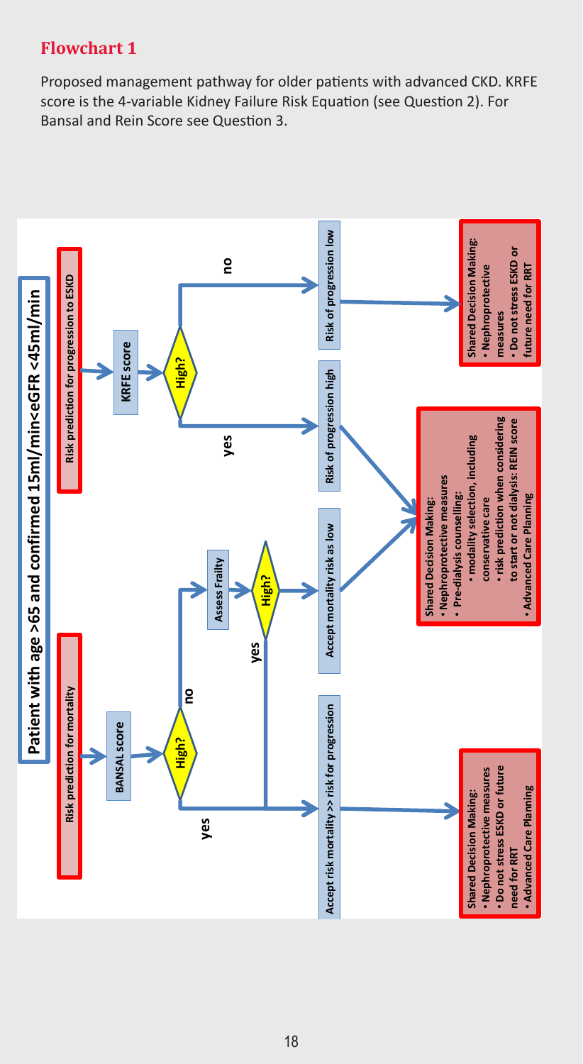## Flowchart 1

Proposed management pathway for older patients with advanced CKD. KRFE score is the 4-variable Kidney Failure Risk Equation (see Question 2). For Bansal and Rein Score see Question 3.

**Patient with age >65 and confirmed 15ml/min<eGFR <45ml/min**

**Risk prediction for mortality**

- BANSAL score → High?
  - yes → Accept risk mortality >> risk for progression
    - **Shared Decision Making:**
      - Nephroprotective measures
      - Do not stress ESKD or future need for RRT
      - Advanced Care Planning
  - no → Assess Frailty → High?
    - yes → Accept risk mortality >> risk for progression
    - no → Accept mortality risk as low → Shared Decision Making (see below)

**Risk prediction for progression to ESKD**

- KRFE score → High?
  - yes → Risk of progression high
    - **Shared Decision Making:**
      - Nephroprotective measures
      - Pre-dialysis counselling:
        - modality selection, including conservative care
        - risk prediction when considering to start or not dialysis: REIN score
      - Advanced Care Planning
  - no → Risk of progression low
    - **Shared Decision Making:**
      - Nephroprotective measures
      - Do not stress ESKD or future need for RRT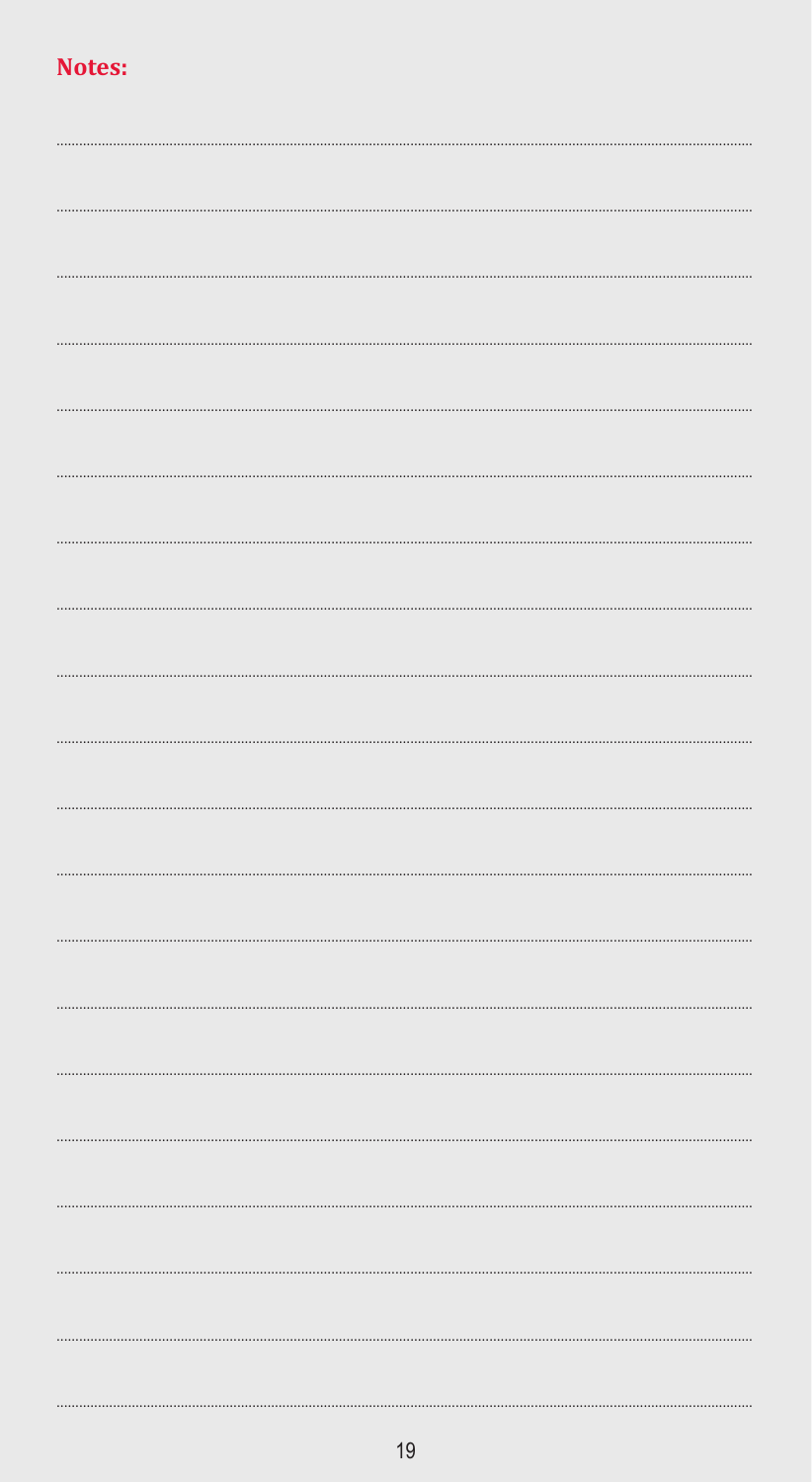**Notes:**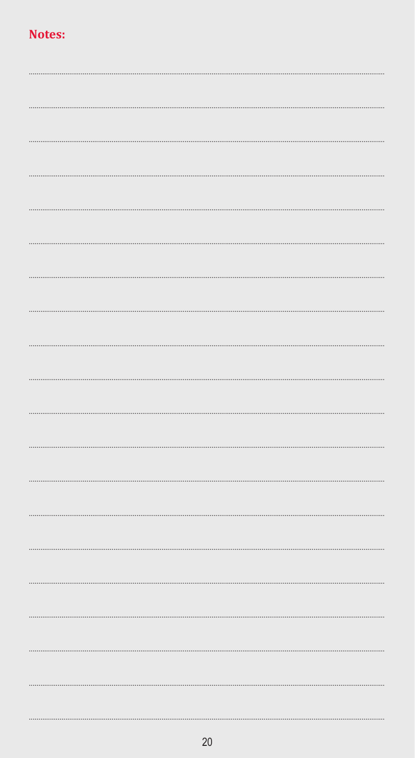**Notes:**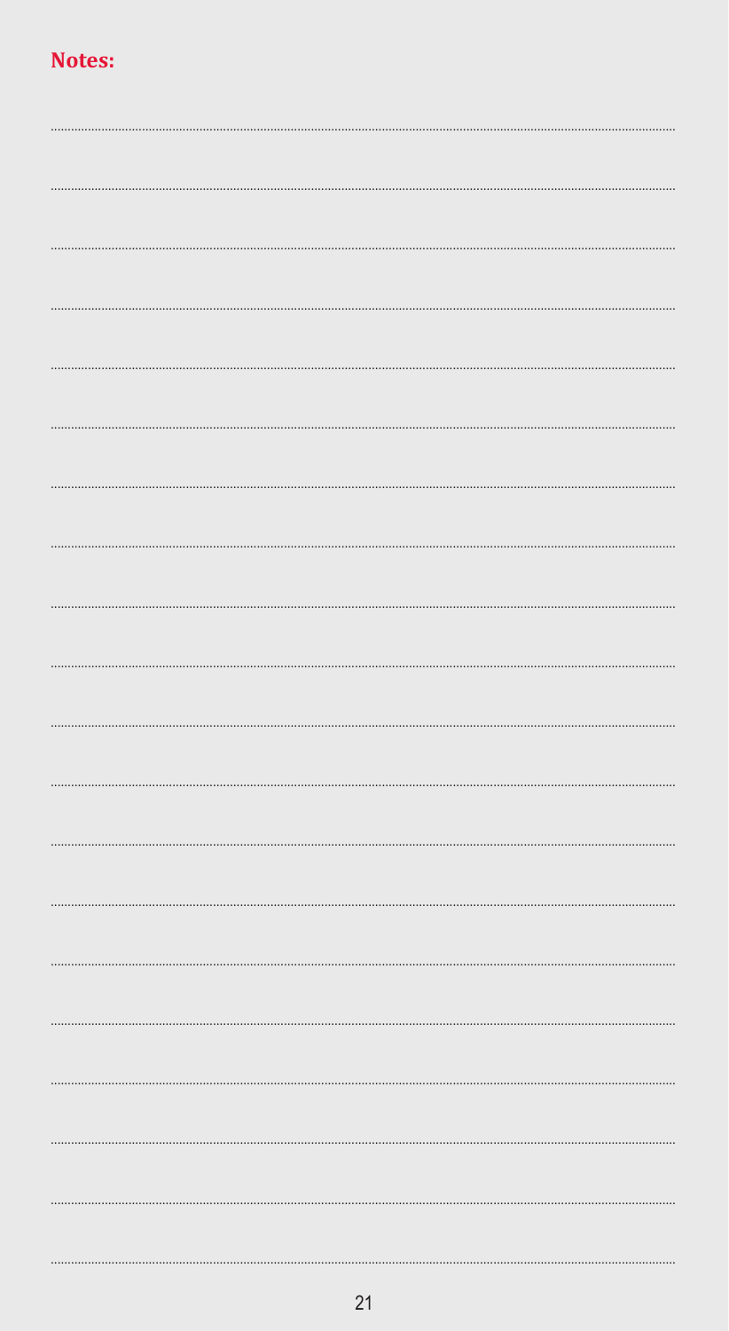**Notes:**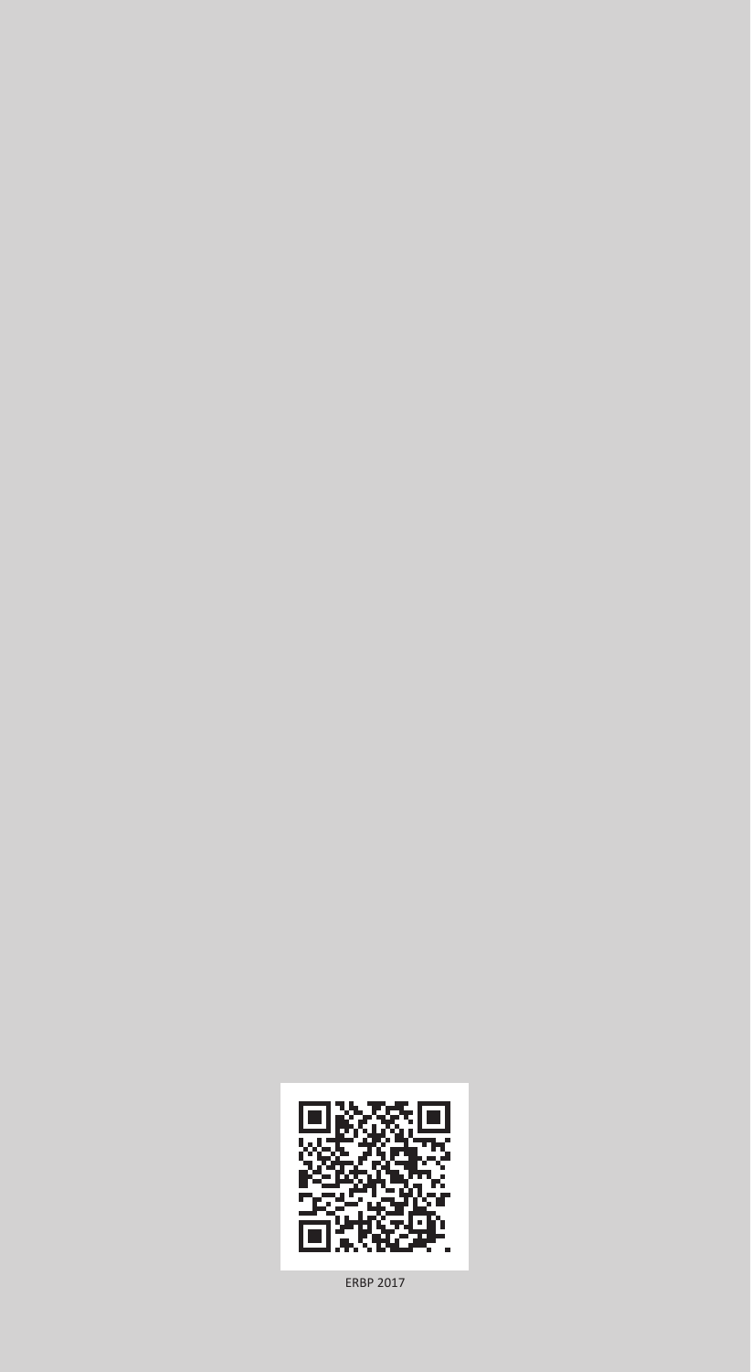ERBP 2017